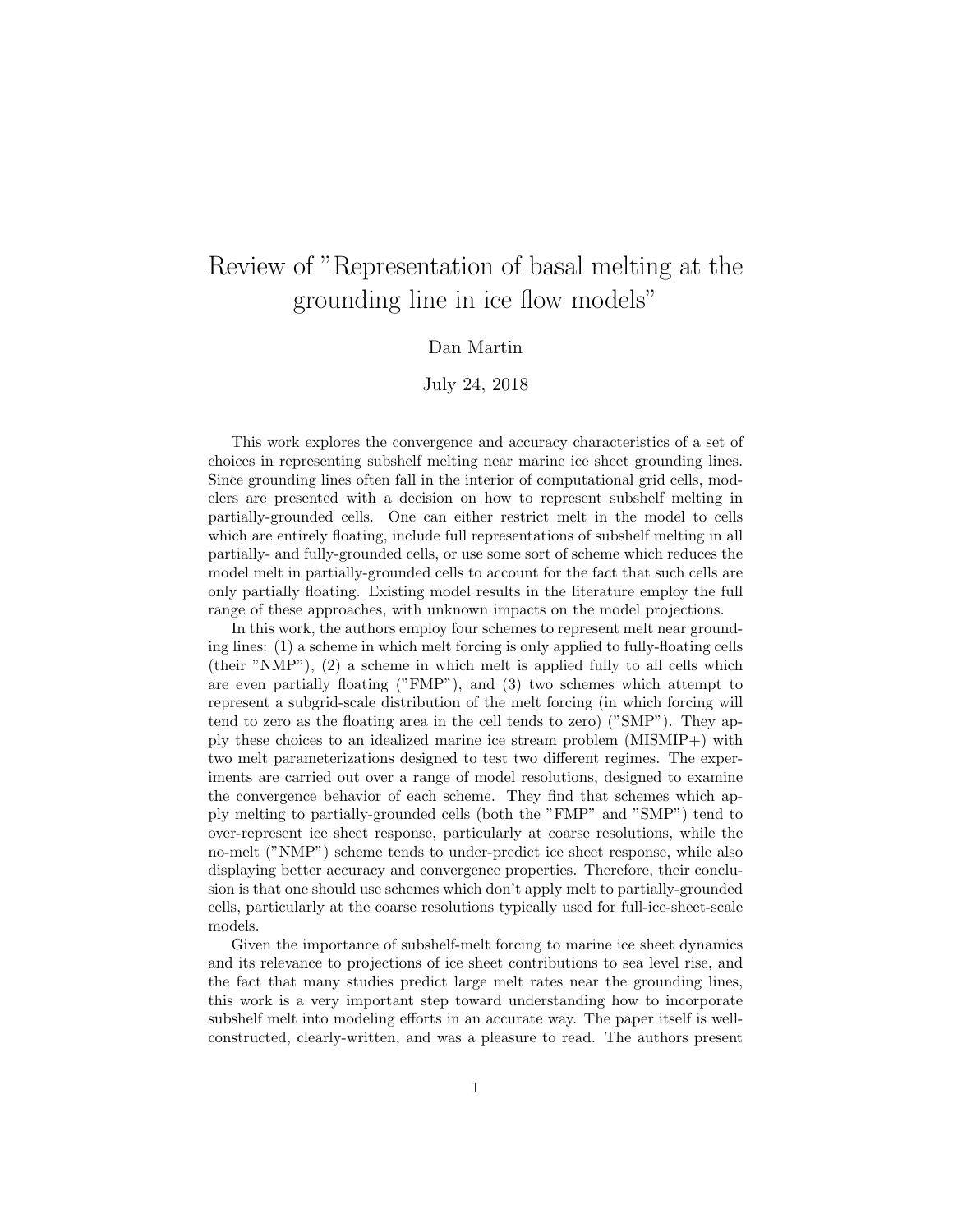# Review of "Representation of basal melting at the grounding line in ice flow models"

Dan Martin

July 24, 2018

This work explores the convergence and accuracy characteristics of a set of choices in representing subshelf melting near marine ice sheet grounding lines. Since grounding lines often fall in the interior of computational grid cells, modelers are presented with a decision on how to represent subshelf melting in partially-grounded cells. One can either restrict melt in the model to cells which are entirely floating, include full representations of subshelf melting in all partially- and fully-grounded cells, or use some sort of scheme which reduces the model melt in partially-grounded cells to account for the fact that such cells are only partially floating. Existing model results in the literature employ the full range of these approaches, with unknown impacts on the model projections.

In this work, the authors employ four schemes to represent melt near grounding lines: (1) a scheme in which melt forcing is only applied to fully-floating cells (their "NMP"), (2) a scheme in which melt is applied fully to all cells which are even partially floating ("FMP"), and (3) two schemes which attempt to represent a subgrid-scale distribution of the melt forcing (in which forcing will tend to zero as the floating area in the cell tends to zero) ("SMP"). They apply these choices to an idealized marine ice stream problem (MISMIP+) with two melt parameterizations designed to test two different regimes. The experiments are carried out over a range of model resolutions, designed to examine the convergence behavior of each scheme. They find that schemes which apply melting to partially-grounded cells (both the "FMP" and "SMP") tend to over-represent ice sheet response, particularly at coarse resolutions, while the no-melt ("NMP") scheme tends to under-predict ice sheet response, while also displaying better accuracy and convergence properties. Therefore, their conclusion is that one should use schemes which don't apply melt to partially-grounded cells, particularly at the coarse resolutions typically used for full-ice-sheet-scale models.

Given the importance of subshelf-melt forcing to marine ice sheet dynamics and its relevance to projections of ice sheet contributions to sea level rise, and the fact that many studies predict large melt rates near the grounding lines, this work is a very important step toward understanding how to incorporate subshelf melt into modeling efforts in an accurate way. The paper itself is well-constructed, clearly-written, and was a pleasure to read. The authors present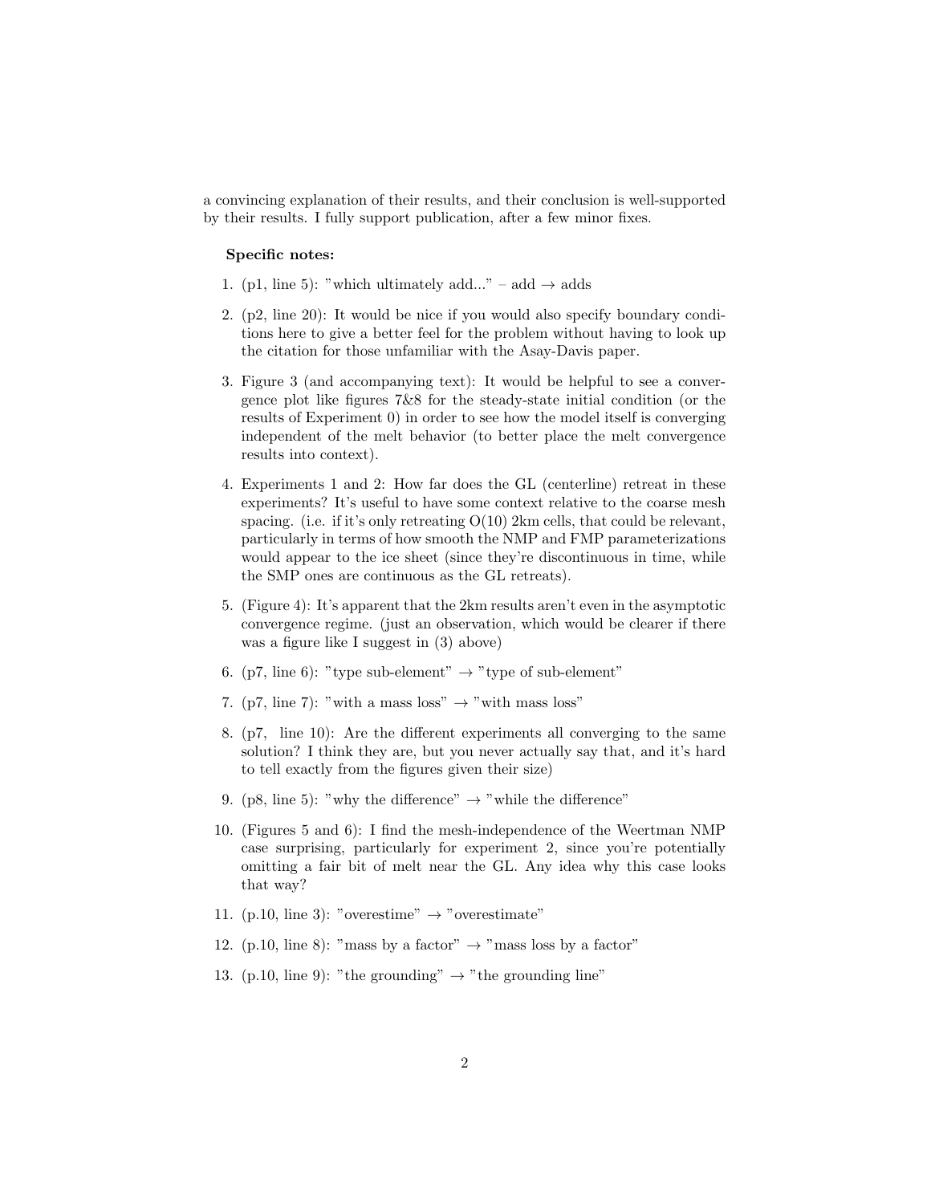a convincing explanation of their results, and their conclusion is well-supported by their results. I fully support publication, after a few minor fixes.

**Specific notes:**

1. (p1, line 5): "which ultimately add..." – add → adds
2. (p2, line 20): It would be nice if you would also specify boundary conditions here to give a better feel for the problem without having to look up the citation for those unfamiliar with the Asay-Davis paper.
3. Figure 3 (and accompanying text): It would be helpful to see a convergence plot like figures 7&8 for the steady-state initial condition (or the results of Experiment 0) in order to see how the model itself is converging independent of the melt behavior (to better place the melt convergence results into context).
4. Experiments 1 and 2: How far does the GL (centerline) retreat in these experiments? It's useful to have some context relative to the coarse mesh spacing. (i.e. if it's only retreating O(10) 2km cells, that could be relevant, particularly in terms of how smooth the NMP and FMP parameterizations would appear to the ice sheet (since they're discontinuous in time, while the SMP ones are continuous as the GL retreats).
5. (Figure 4): It's apparent that the 2km results aren't even in the asymptotic convergence regime. (just an observation, which would be clearer if there was a figure like I suggest in (3) above)
6. (p7, line 6): "type sub-element" → "type of sub-element"
7. (p7, line 7): "with a mass loss" → "with mass loss"
8. (p7, line 10): Are the different experiments all converging to the same solution? I think they are, but you never actually say that, and it's hard to tell exactly from the figures given their size)
9. (p8, line 5): "why the difference" → "while the difference"
10. (Figures 5 and 6): I find the mesh-independence of the Weertman NMP case surprising, particularly for experiment 2, since you're potentially omitting a fair bit of melt near the GL. Any idea why this case looks that way?
11. (p.10, line 3): "overestime" → "overestimate"
12. (p.10, line 8): "mass by a factor" → "mass loss by a factor"
13. (p.10, line 9): "the grounding" → "the grounding line"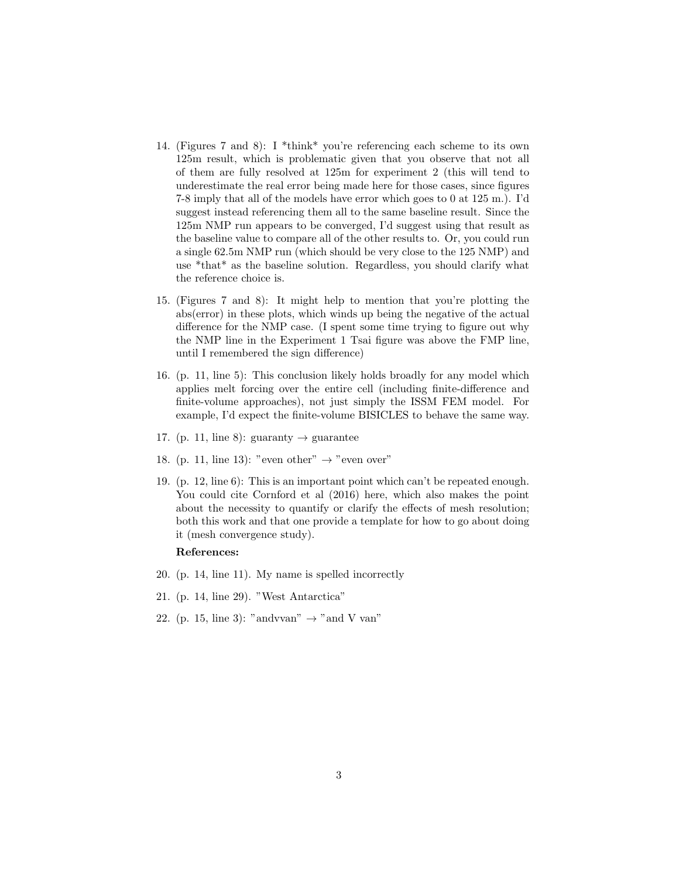14. (Figures 7 and 8): I *think* you're referencing each scheme to its own 125m result, which is problematic given that you observe that not all of them are fully resolved at 125m for experiment 2 (this will tend to underestimate the real error being made here for those cases, since figures 7-8 imply that all of the models have error which goes to 0 at 125 m.). I'd suggest instead referencing them all to the same baseline result. Since the 125m NMP run appears to be converged, I'd suggest using that result as the baseline value to compare all of the other results to. Or, you could run a single 62.5m NMP run (which should be very close to the 125 NMP) and use *that* as the baseline solution. Regardless, you should clarify what the reference choice is.

15. (Figures 7 and 8): It might help to mention that you're plotting the abs(error) in these plots, which winds up being the negative of the actual difference for the NMP case. (I spent some time trying to figure out why the NMP line in the Experiment 1 Tsai figure was above the FMP line, until I remembered the sign difference)

16. (p. 11, line 5): This conclusion likely holds broadly for any model which applies melt forcing over the entire cell (including finite-difference and finite-volume approaches), not just simply the ISSM FEM model. For example, I'd expect the finite-volume BISICLES to behave the same way.

17. (p. 11, line 8): guaranty → guarantee

18. (p. 11, line 13): "even other" → "even over"

19. (p. 12, line 6): This is an important point which can't be repeated enough. You could cite Cornford et al (2016) here, which also makes the point about the necessity to quantify or clarify the effects of mesh resolution; both this work and that one provide a template for how to go about doing it (mesh convergence study).

**References:**

20. (p. 14, line 11). My name is spelled incorrectly

21. (p. 14, line 29). "West Antarctica"

22. (p. 15, line 3): "andvvan" → "and V van"